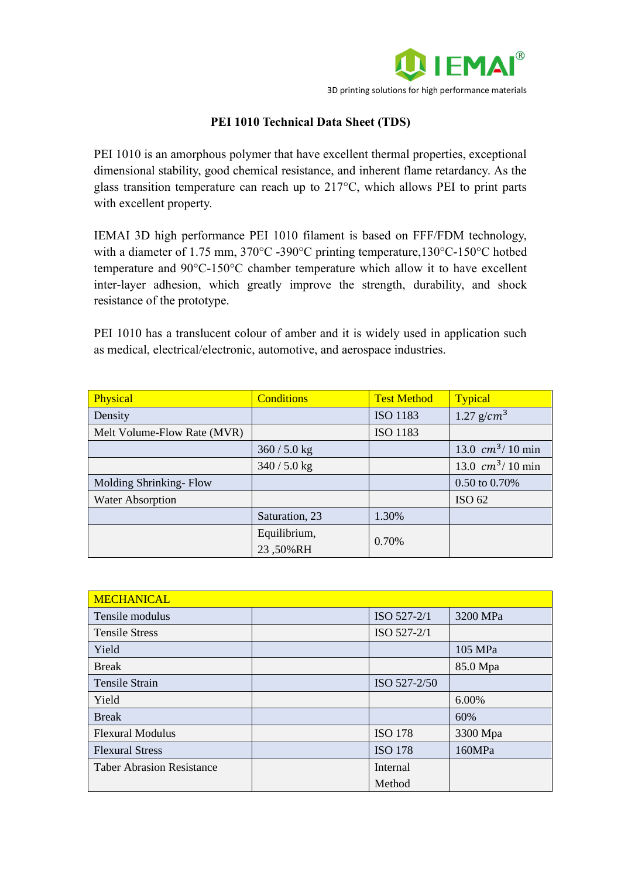**PEI 1010 Technical Data Sheet (TDS)**

PEI 1010 is an amorphous polymer that have excellent thermal properties, exceptional dimensional stability, good chemical resistance, and inherent flame retardancy. As the glass transition temperature can reach up to 217°C, which allows PEI to print parts with excellent property.

IEMAI 3D high performance PEI 1010 filament is based on FFF/FDM technology, with a diameter of 1.75 mm, 370°C -390°C printing temperature,130°C-150°C hotbed temperature and 90°C-150°C chamber temperature which allow it to have excellent inter-layer adhesion, which greatly improve the strength, durability, and shock resistance of the prototype.

PEI 1010 has a translucent colour of amber and it is widely used in application such as medical, electrical/electronic, automotive, and aerospace industries.

| Physical | Conditions | Test Method | Typical |
| --- | --- | --- | --- |
| Density | | ISO 1183 | 1.27 $g/cm^3$ |
| Melt Volume-Flow Rate (MVR) | | ISO 1183 | |
| | 360 / 5.0 kg | | 13.0 $cm^3$/ 10 min |
| | 340 / 5.0 kg | | 13.0 $cm^3$/ 10 min |
| Molding Shrinking- Flow | | | 0.50 to 0.70% |
| Water Absorption | | | ISO 62 |
| | Saturation, 23 | 1.30% | |
| | Equilibrium, 23 ,50%RH | 0.70% | |

| MECHANICAL | | | |
| --- | --- | --- | --- |
| Tensile modulus | | ISO 527-2/1 | 3200 MPa |
| Tensile Stress | | ISO 527-2/1 | |
| Yield | | | 105 MPa |
| Break | | | 85.0 Mpa |
| Tensile Strain | | ISO 527-2/50 | |
| Yield | | | 6.00% |
| Break | | | 60% |
| Flexural Modulus | | ISO 178 | 3300 Mpa |
| Flexural Stress | | ISO 178 | 160MPa |
| Taber Abrasion Resistance | | Internal Method | |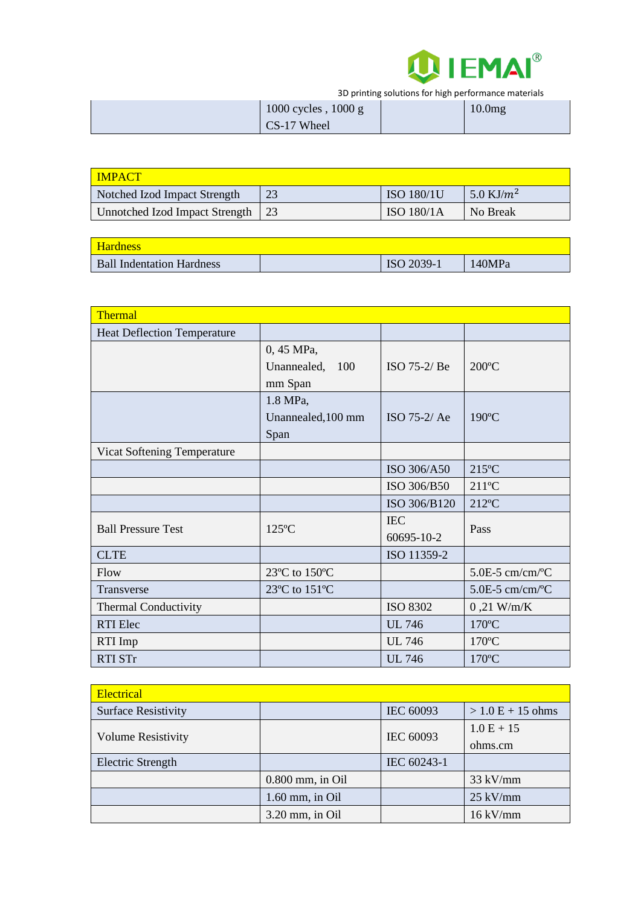|  | 1000 cycles , 1000 g CS-17 Wheel |  | 10.0mg |
|---|---|---|---|

| IMPACT | | | |
|---|---|---|---|
| Notched Izod Impact Strength | 23 | ISO 180/1U | 5.0 KJ/$m^2$ |
| Unnotched Izod Impact Strength | 23 | ISO 180/1A | No Break |

| Hardness | | | |
|---|---|---|---|
| Ball Indentation Hardness |  | ISO 2039-1 | 140MPa |

| Thermal | | | |
|---|---|---|---|
| Heat Deflection Temperature |  |  |  |
|  | 0, 45 MPa, Unannealed, 100 mm Span | ISO 75-2/ Be | 200ºC |
|  | 1.8 MPa, Unannealed,100 mm Span | ISO 75-2/ Ae | 190ºC |
| Vicat Softening Temperature |  |  |  |
|  |  | ISO 306/A50 | 215ºC |
|  |  | ISO 306/B50 | 211ºC |
|  |  | ISO 306/B120 | 212ºC |
| Ball Pressure Test | 125ºC | IEC 60695-10-2 | Pass |
| CLTE |  | ISO 11359-2 |  |
| Flow | 23ºC to 150ºC |  | 5.0E-5 cm/cm/ºC |
| Transverse | 23ºC to 151ºC |  | 5.0E-5 cm/cm/ºC |
| Thermal Conductivity |  | ISO 8302 | 0 ,21 W/m/K |
| RTI Elec |  | UL 746 | 170ºC |
| RTI Imp |  | UL 746 | 170ºC |
| RTI STr |  | UL 746 | 170ºC |

| Electrical | | | |
|---|---|---|---|
| Surface Resistivity |  | IEC 60093 | > 1.0 E + 15 ohms |
| Volume Resistivity |  | IEC 60093 | 1.0 E + 15 ohms.cm |
| Electric Strength |  | IEC 60243-1 |  |
|  | 0.800 mm, in Oil |  | 33 kV/mm |
|  | 1.60 mm, in Oil |  | 25 kV/mm |
|  | 3.20 mm, in Oil |  | 16 kV/mm |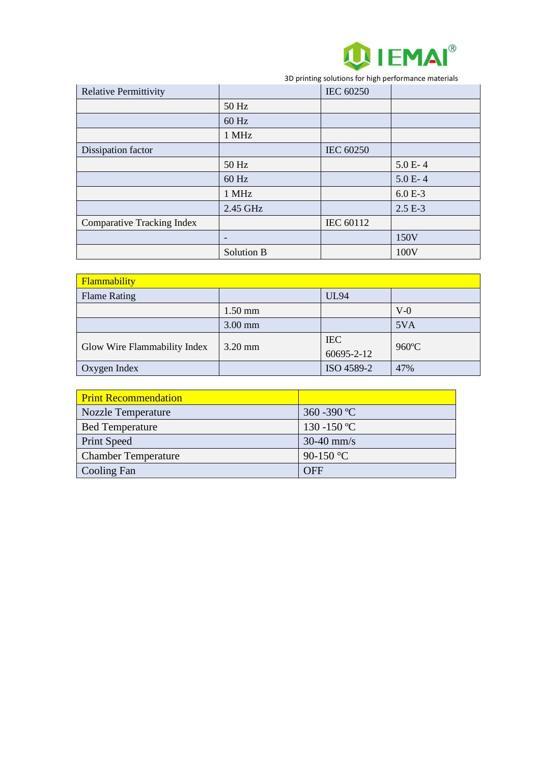| | | | |
|---|---|---|---|
| Relative Permittivity | | IEC 60250 | |
| | 50 Hz | | |
| | 60 Hz | | |
| | 1 MHz | | |
| Dissipation factor | | IEC 60250 | |
| | 50 Hz | | 5.0 E- 4 |
| | 60 Hz | | 5.0 E- 4 |
| | 1 MHz | | 6.0 E-3 |
| | 2.45 GHz | | 2.5 E-3 |
| Comparative Tracking Index | | IEC 60112 | |
| | - | | 150V |
| | Solution B | | 100V |

| Flammability | | | |
|---|---|---|---|
| Flame Rating | | UL94 | |
| | 1.50 mm | | V-0 |
| | 3.00 mm | | 5VA |
| Glow Wire Flammability Index | 3.20 mm | IEC 60695-2-12 | 960ºC |
| Oxygen Index | | ISO 4589-2 | 47% |

| Print Recommendation | |
|---|---|
| Nozzle Temperature | 360 -390 ºC |
| Bed Temperature | 130 -150 ºC |
| Print Speed | 30-40 mm/s |
| Chamber Temperature | 90-150 °C |
| Cooling Fan | OFF |